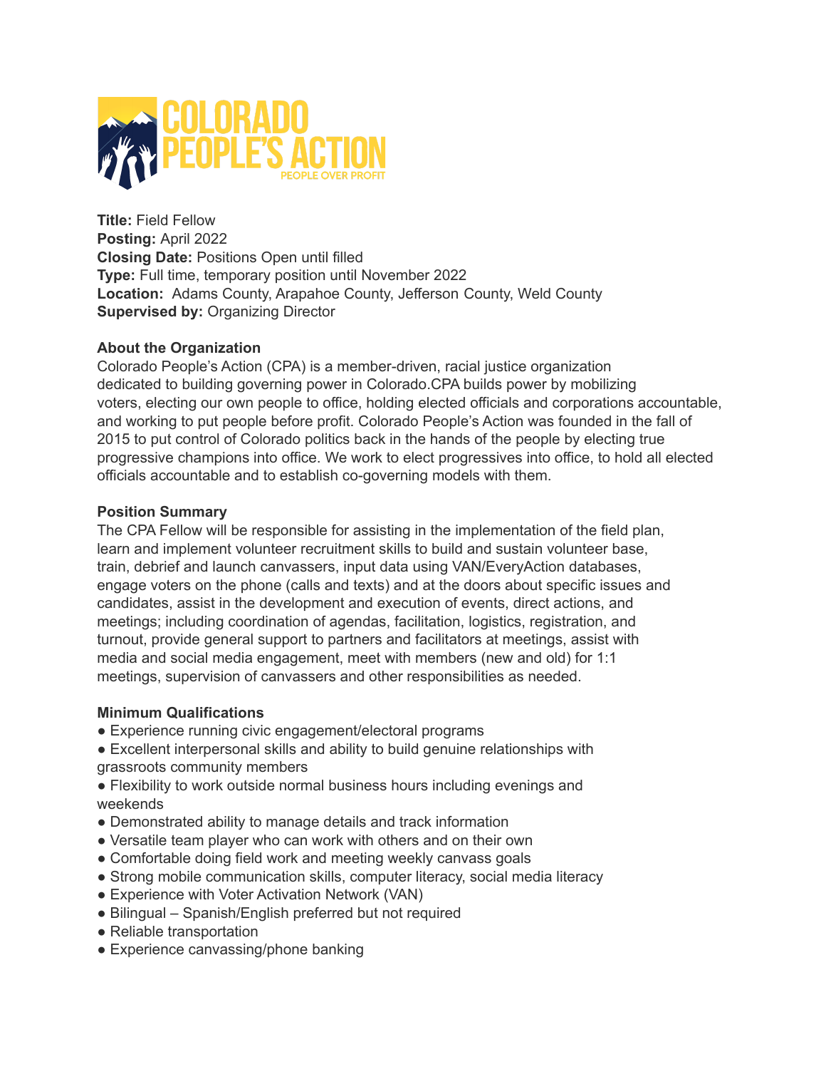COLORADO PEOPLE'S ACTION
PEOPLE OVER PROFIT

**Title:** Field Fellow
**Posting:** April 2022
**Closing Date:** Positions Open until filled
**Type:** Full time, temporary position until November 2022
**Location:** Adams County, Arapahoe County, Jefferson County, Weld County
**Supervised by:** Organizing Director

**About the Organization**

Colorado People's Action (CPA) is a member-driven, racial justice organization dedicated to building governing power in Colorado.CPA builds power by mobilizing voters, electing our own people to office, holding elected officials and corporations accountable, and working to put people before profit. Colorado People's Action was founded in the fall of 2015 to put control of Colorado politics back in the hands of the people by electing true progressive champions into office. We work to elect progressives into office, to hold all elected officials accountable and to establish co-governing models with them.

**Position Summary**

The CPA Fellow will be responsible for assisting in the implementation of the field plan, learn and implement volunteer recruitment skills to build and sustain volunteer base, train, debrief and launch canvassers, input data using VAN/EveryAction databases, engage voters on the phone (calls and texts) and at the doors about specific issues and candidates, assist in the development and execution of events, direct actions, and meetings; including coordination of agendas, facilitation, logistics, registration, and turnout, provide general support to partners and facilitators at meetings, assist with media and social media engagement, meet with members (new and old) for 1:1 meetings, supervision of canvassers and other responsibilities as needed.

**Minimum Qualifications**

- Experience running civic engagement/electoral programs
- Excellent interpersonal skills and ability to build genuine relationships with grassroots community members
- Flexibility to work outside normal business hours including evenings and weekends
- Demonstrated ability to manage details and track information
- Versatile team player who can work with others and on their own
- Comfortable doing field work and meeting weekly canvass goals
- Strong mobile communication skills, computer literacy, social media literacy
- Experience with Voter Activation Network (VAN)
- Bilingual – Spanish/English preferred but not required
- Reliable transportation
- Experience canvassing/phone banking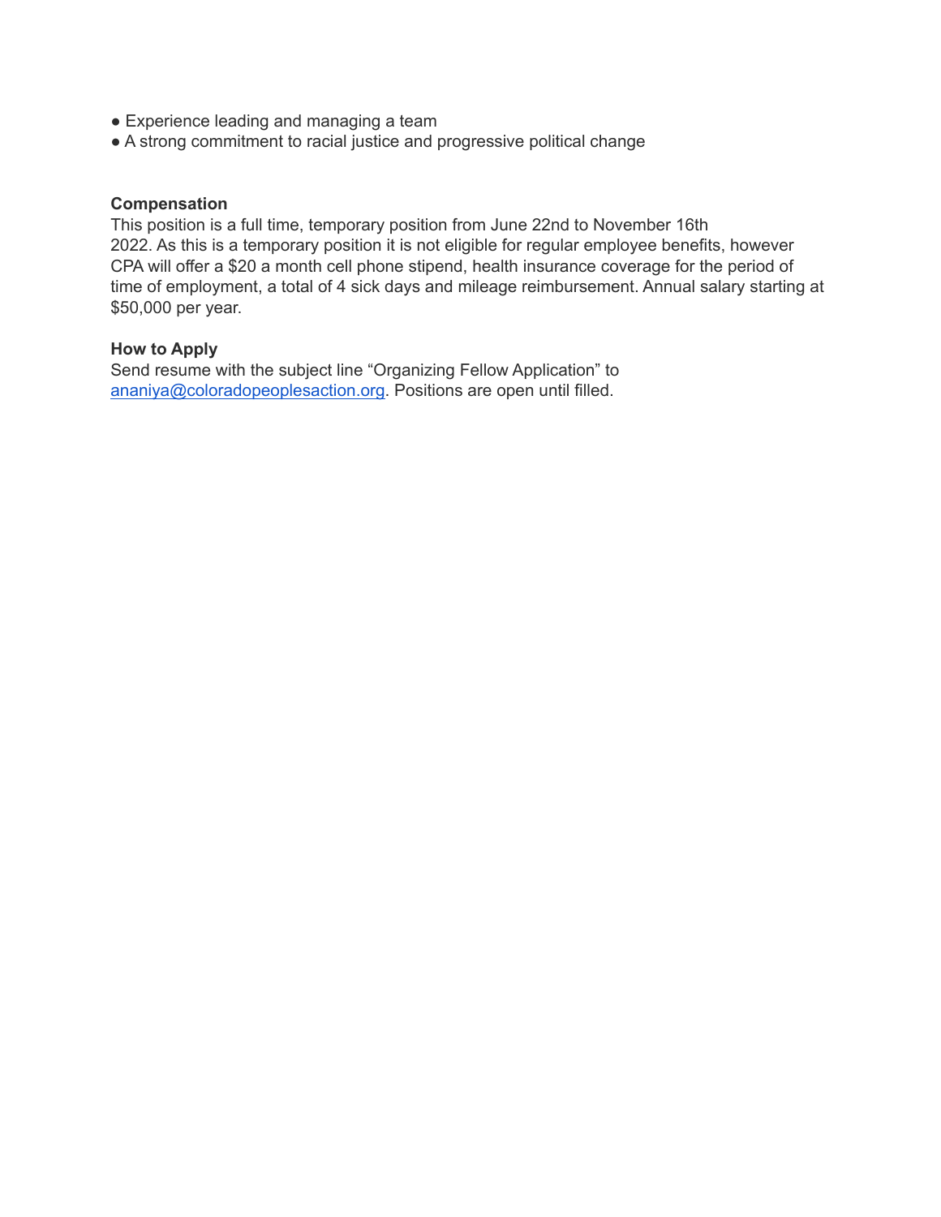- Experience leading and managing a team
- A strong commitment to racial justice and progressive political change

**Compensation**

This position is a full time, temporary position from June 22nd to November 16th 2022. As this is a temporary position it is not eligible for regular employee benefits, however CPA will offer a $20 a month cell phone stipend, health insurance coverage for the period of time of employment, a total of 4 sick days and mileage reimbursement. Annual salary starting at $50,000 per year.

**How to Apply**

Send resume with the subject line "Organizing Fellow Application" to [ananiya@coloradopeoplesaction.org](mailto:ananiya@coloradopeoplesaction.org). Positions are open until filled.